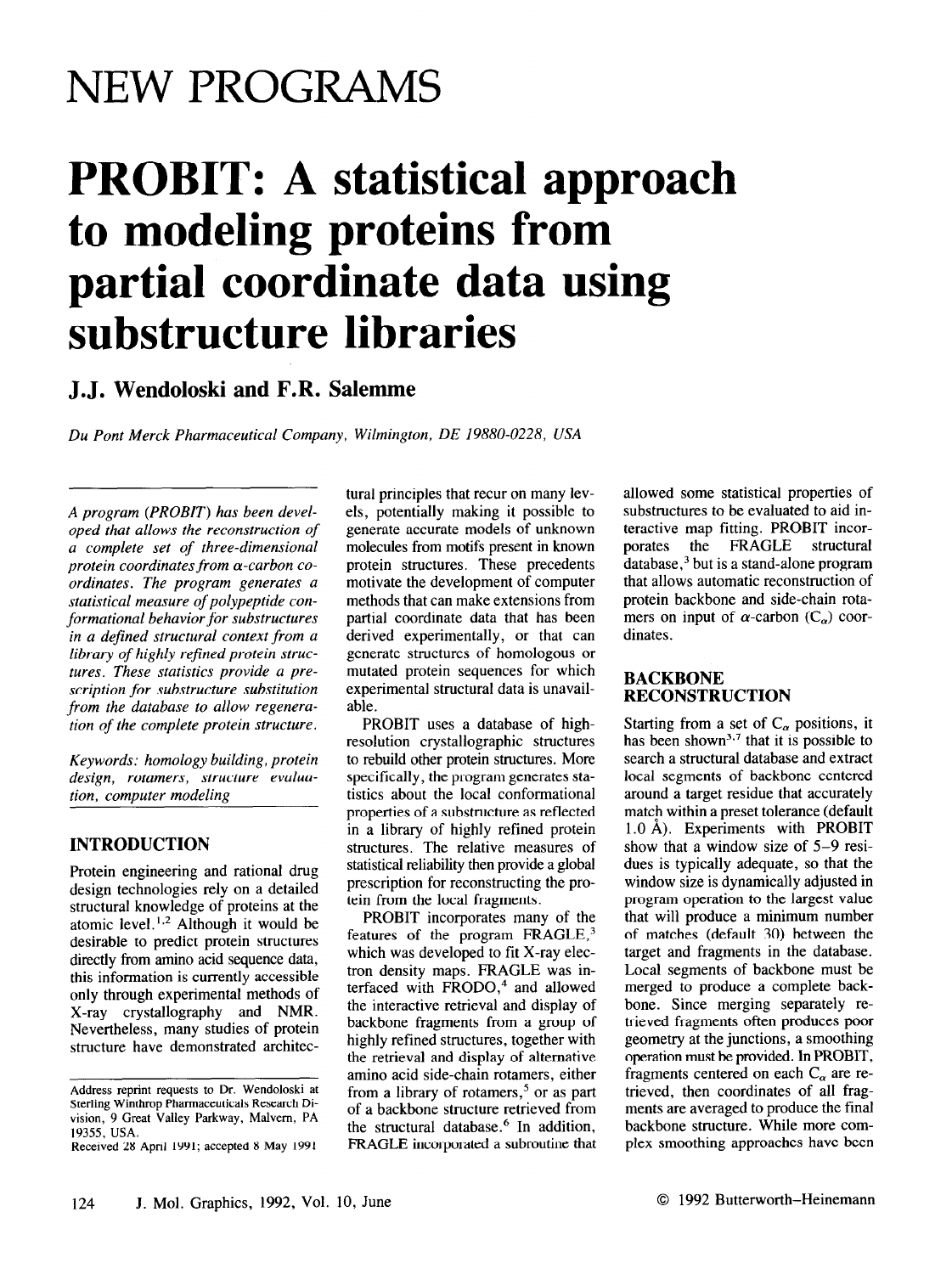# NEW PROGRAMS

# PROBIT: A statistical approach to modeling proteins from partial coordinate data using substructure libraries

## J.J. Wendoloski and F.R. Salemme

*Du Pont Merck Pharmaceutical Company, Wilmington, DE 19880-0228, USA*

*A program (PROBIT) has been developed that allows the reconstruction of a complete set of three-dimensional protein coordinates from α-carbon coordinates. The program generates a statistical measure of polypeptide conformational behavior for substructures in a defined structural context from a library of highly refined protein structures. These statistics provide a prescription for substructure substitution from the database to allow regeneration of the complete protein structure.*

*Keywords: homology building, protein design, rotamers, structure evaluation, computer modeling*

Address reprint requests to Dr. Wendoloski at Sterling Winthrop Pharmaceuticals Research Division, 9 Great Valley Parkway, Malvern, PA 19355, USA.

Received 28 April 1991; accepted 8 May 1991

## INTRODUCTION

Protein engineering and rational drug design technologies rely on a detailed structural knowledge of proteins at the atomic level.[1,2] Although it would be desirable to predict protein structures directly from amino acid sequence data, this information is currently accessible only through experimental methods of X-ray crystallography and NMR. Nevertheless, many studies of protein structure have demonstrated architectural principles that recur on many levels, potentially making it possible to generate accurate models of unknown molecules from motifs present in known protein structures. These precedents motivate the development of computer methods that can make extensions from partial coordinate data that has been derived experimentally, or that can generate structures of homologous or mutated protein sequences for which experimental structural data is unavailable.

PROBIT uses a database of high-resolution crystallographic structures to rebuild other protein structures. More specifically, the program generates statistics about the local conformational properties of a substructure as reflected in a library of highly refined protein structures. The relative measures of statistical reliability then provide a global prescription for reconstructing the protein from the local fragments.

PROBIT incorporates many of the features of the program FRAGLE,[3] which was developed to fit X-ray electron density maps. FRAGLE was interfaced with FRODO,[4] and allowed the interactive retrieval and display of backbone fragments from a group of highly refined structures, together with the retrieval and display of alternative amino acid side-chain rotamers, either from a library of rotamers,[5] or as part of a backbone structure retrieved from the structural database.[6] In addition, FRAGLE incorporated a subroutine that allowed some statistical properties of substructures to be evaluated to aid interactive map fitting. PROBIT incorporates the FRAGLE structural database,[3] but is a stand-alone program that allows automatic reconstruction of protein backbone and side-chain rotamers on input of α-carbon ($C_\alpha$) coordinates.

## BACKBONE RECONSTRUCTION

Starting from a set of $C_\alpha$ positions, it has been shown[3,7] that it is possible to search a structural database and extract local segments of backbone centered around a target residue that accurately match within a preset tolerance (default 1.0 Å). Experiments with PROBIT show that a window size of 5–9 residues is typically adequate, so that the window size is dynamically adjusted in program operation to the largest value that will produce a minimum number of matches (default 30) between the target and fragments in the database. Local segments of backbone must be merged to produce a complete backbone. Since merging separately retrieved fragments often produces poor geometry at the junctions, a smoothing operation must be provided. In PROBIT, fragments centered on each $C_\alpha$ are retrieved, then coordinates of all fragments are averaged to produce the final backbone structure. While more complex smoothing approaches have been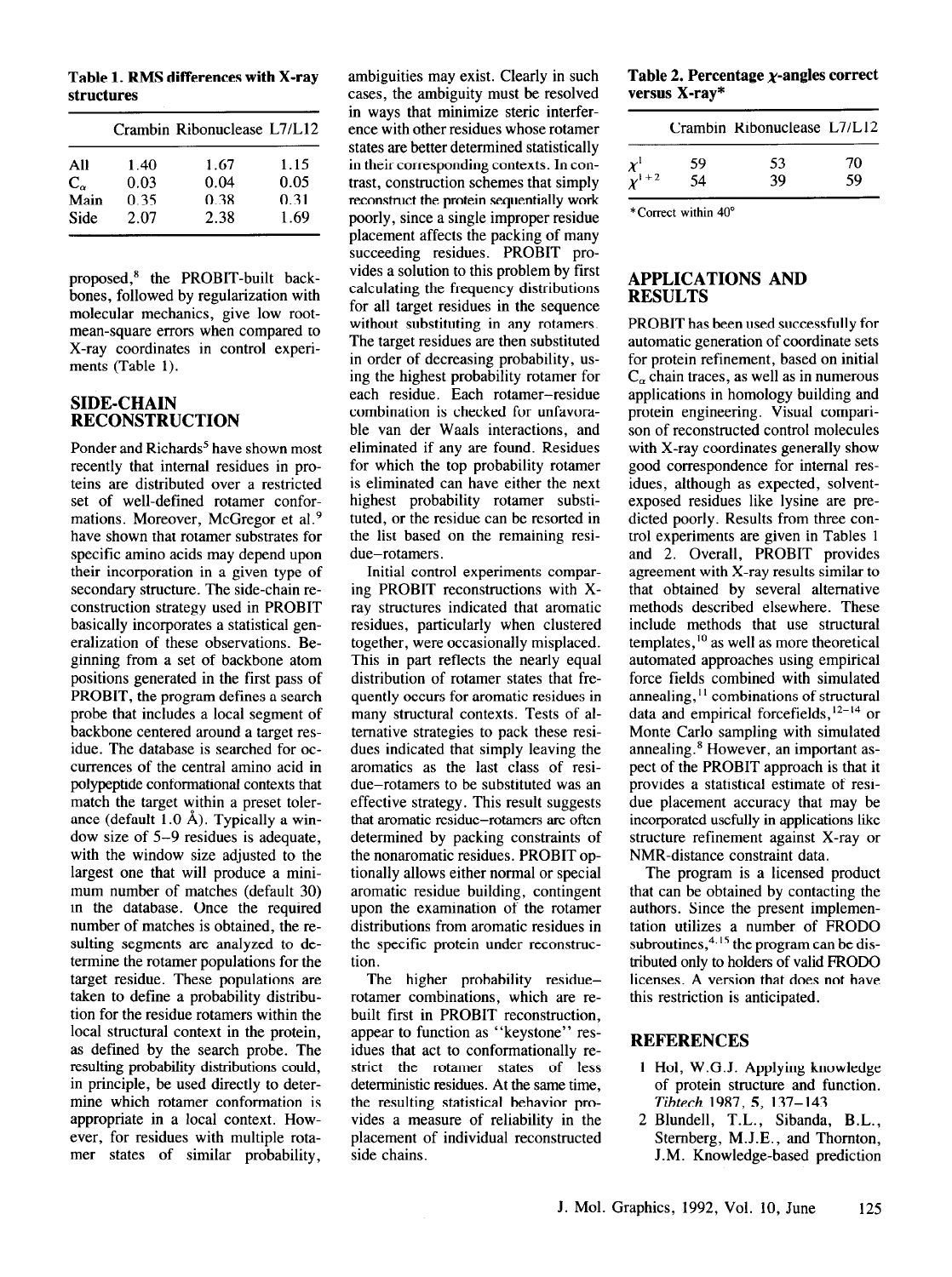**Table 1. RMS differences with X-ray structures**

| | Crambin | Ribonuclease | L7/L12 |
|---|---|---|---|
| All | 1.40 | 1.67 | 1.15 |
| $C_\alpha$ | 0.03 | 0.04 | 0.05 |
| Main | 0.35 | 0.38 | 0.31 |
| Side | 2.07 | 2.38 | 1.69 |

proposed,[8] the PROBIT-built backbones, followed by regularization with molecular mechanics, give low root-mean-square errors when compared to X-ray coordinates in control experiments (Table 1).

## SIDE-CHAIN RECONSTRUCTION

Ponder and Richards[5] have shown most recently that internal residues in proteins are distributed over a restricted set of well-defined rotamer conformations. Moreover, McGregor et al.[9] have shown that rotamer substrates for specific amino acids may depend upon their incorporation in a given type of secondary structure. The side-chain reconstruction strategy used in PROBIT basically incorporates a statistical generalization of these observations. Beginning from a set of backbone atom positions generated in the first pass of PROBIT, the program defines a search probe that includes a local segment of backbone centered around a target residue. The database is searched for occurrences of the central amino acid in polypeptide conformational contexts that match the target within a preset tolerance (default 1.0 Å). Typically a window size of 5–9 residues is adequate, with the window size adjusted to the largest one that will produce a minimum number of matches (default 30) in the database. Once the required number of matches is obtained, the resulting segments are analyzed to determine the rotamer populations for the target residue. These populations are taken to define a probability distribution for the residue rotamers within the local structural context in the protein, as defined by the search probe. The resulting probability distributions could, in principle, be used directly to determine which rotamer conformation is appropriate in a local context. However, for residues with multiple rotamer states of similar probability, ambiguities may exist. Clearly in such cases, the ambiguity must be resolved in ways that minimize steric interference with other residues whose rotamer states are better determined statistically in their corresponding contexts. In contrast, construction schemes that simply reconstruct the protein sequentially work poorly, since a single improper residue placement affects the packing of many succeeding residues. PROBIT provides a solution to this problem by first calculating the frequency distributions for all target residues in the sequence without substituting in any rotamers. The target residues are then substituted in order of decreasing probability, using the highest probability rotamer for each residue. Each rotamer–residue combination is checked for unfavorable van der Waals interactions, and eliminated if any are found. Residues for which the top probability rotamer is eliminated can have either the next highest probability rotamer substituted, or the residue can be resorted in the list based on the remaining residue–rotamers.

Initial control experiments comparing PROBIT reconstructions with X-ray structures indicated that aromatic residues, particularly when clustered together, were occasionally misplaced. This in part reflects the nearly equal distribution of rotamer states that frequently occurs for aromatic residues in many structural contexts. Tests of alternative strategies to pack these residues indicated that simply leaving the aromatics as the last class of residue–rotamers to be substituted was an effective strategy. This result suggests that aromatic residue–rotamers are often determined by packing constraints of the nonaromatic residues. PROBIT optionally allows either normal or special aromatic residue building, contingent upon the examination of the rotamer distributions from aromatic residues in the specific protein under reconstruction.

The higher probability residue–rotamer combinations, which are rebuilt first in PROBIT reconstruction, appear to function as "keystone" residues that act to conformationally restrict the rotamer states of less deterministic residues. At the same time, the resulting statistical behavior provides a measure of reliability in the placement of individual reconstructed side chains.

**Table 2. Percentage $\chi$-angles correct versus X-ray***

| | Crambin | Ribonuclease | L7/L12 |
|---|---|---|---|
| $\chi^1$ | 59 | 53 | 70 |
| $\chi^{1+2}$ | 54 | 39 | 59 |

*Correct within 40°

## APPLICATIONS AND RESULTS

PROBIT has been used successfully for automatic generation of coordinate sets for protein refinement, based on initial $C_\alpha$ chain traces, as well as in numerous applications in homology building and protein engineering. Visual comparison of reconstructed control molecules with X-ray coordinates generally show good correspondence for internal residues, although as expected, solvent-exposed residues like lysine are predicted poorly. Results from three control experiments are given in Tables 1 and 2. Overall, PROBIT provides agreement with X-ray results similar to that obtained by several alternative methods described elsewhere. These include methods that use structural templates,[10] as well as more theoretical automated approaches using empirical force fields combined with simulated annealing,[11] combinations of structural data and empirical forcefields,[12–14] or Monte Carlo sampling with simulated annealing.[8] However, an important aspect of the PROBIT approach is that it provides a statistical estimate of residue placement accuracy that may be incorporated usefully in applications like structure refinement against X-ray or NMR-distance constraint data.

The program is a licensed product that can be obtained by contacting the authors. Since the present implementation utilizes a number of FRODO subroutines,[4,15] the program can be distributed only to holders of valid FRODO licenses. A version that does not have this restriction is anticipated.

## REFERENCES

1 Hol, W.G.J. Applying knowledge of protein structure and function. *Tibtech* 1987, **5**, 137–143

2 Blundell, T.L., Sibanda, B.L., Sternberg, M.J.E., and Thornton, J.M. Knowledge-based prediction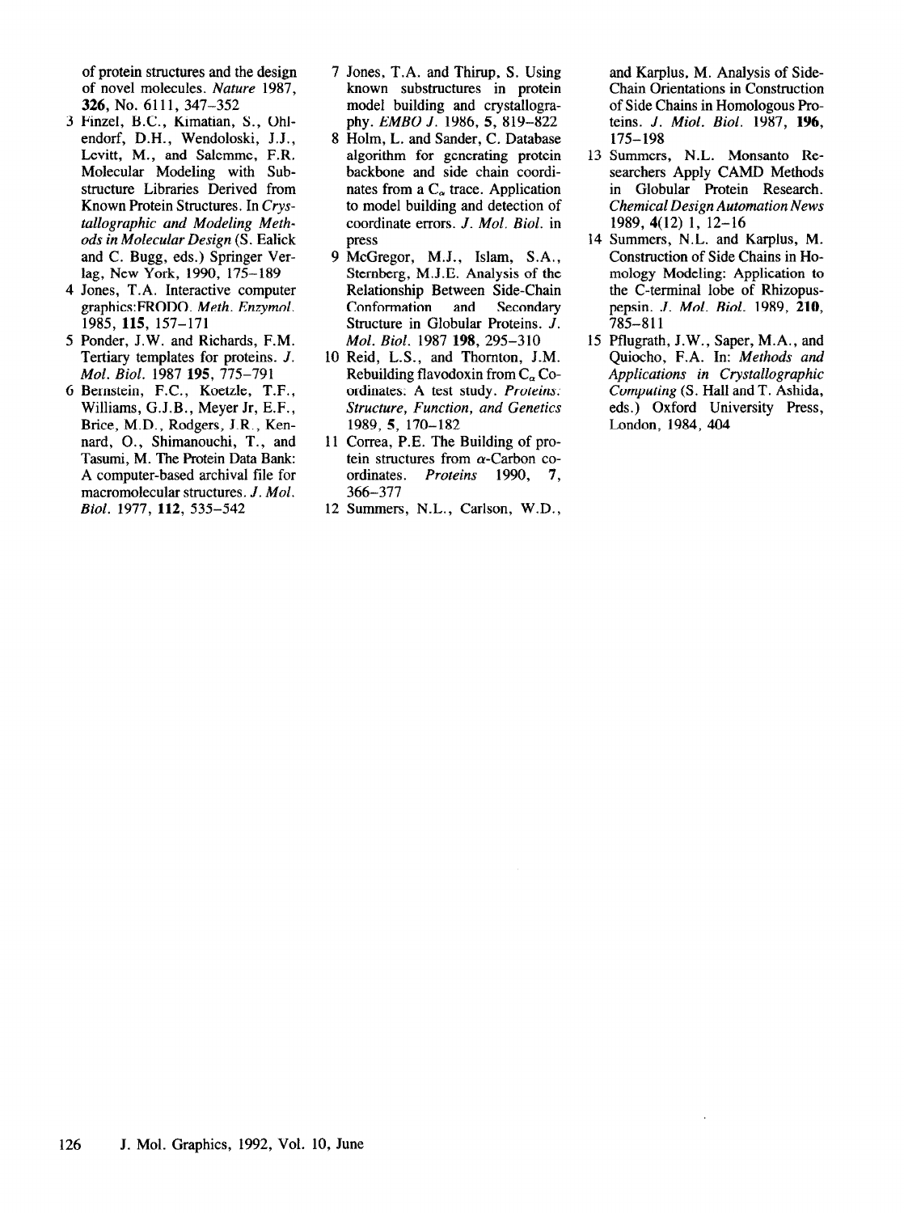of protein structures and the design of novel molecules. *Nature* 1987, **326**, No. 6111, 347–352

3 Finzel, B.C., Kimatian, S., Ohlendorf, D.H., Wendoloski, J.J., Levitt, M., and Salemme, F.R. Molecular Modeling with Substructure Libraries Derived from Known Protein Structures. In *Crystallographic and Modeling Methods in Molecular Design* (S. Ealick and C. Bugg, eds.) Springer Verlag, New York, 1990, 175–189

4 Jones, T.A. Interactive computer graphics:FRODO. *Meth. Enzymol.* 1985, **115**, 157–171

5 Ponder, J.W. and Richards, F.M. Tertiary templates for proteins. *J. Mol. Biol.* 1987 **195**, 775–791

6 Bernstein, F.C., Koetzle, T.F., Williams, G.J.B., Meyer Jr, E.F., Brice, M.D., Rodgers, J.R., Kennard, O., Shimanouchi, T., and Tasumi, M. The Protein Data Bank: A computer-based archival file for macromolecular structures. *J. Mol. Biol.* 1977, **112**, 535–542

7 Jones, T.A. and Thirup, S. Using known substructures in protein model building and crystallography. *EMBO J.* 1986, **5**, 819–822

8 Holm, L. and Sander, C. Database algorithm for generating protein backbone and side chain coordinates from a $C_\alpha$ trace. Application to model building and detection of coordinate errors. *J. Mol. Biol.* in press

9 McGregor, M.J., Islam, S.A., Sternberg, M.J.E. Analysis of the Relationship Between Side-Chain Conformation and Secondary Structure in Globular Proteins. *J. Mol. Biol.* 1987 **198**, 295–310

10 Reid, L.S., and Thornton, J.M. Rebuilding flavodoxin from $C_\alpha$ Coordinates: A test study. *Proteins: Structure, Function, and Genetics* 1989, **5**, 170–182

11 Correa, P.E. The Building of protein structures from $\alpha$-Carbon coordinates. *Proteins* 1990, **7**, 366–377

12 Summers, N.L., Carlson, W.D., and Karplus, M. Analysis of Side-Chain Orientations in Construction of Side Chains in Homologous Proteins. *J. Miol. Biol.* 1987, **196**, 175–198

13 Summers, N.L. Monsanto Researchers Apply CAMD Methods in Globular Protein Research. *Chemical Design Automation News* 1989, **4**(12) 1, 12–16

14 Summers, N.L. and Karplus, M. Construction of Side Chains in Homology Modeling: Application to the C-terminal lobe of Rhizopuspepsin. *J. Mol. Biol.* 1989, **210**, 785–811

15 Pflugrath, J.W., Saper, M.A., and Quiocho, F.A. In: *Methods and Applications in Crystallographic Computing* (S. Hall and T. Ashida, eds.) Oxford University Press, London, 1984, 404